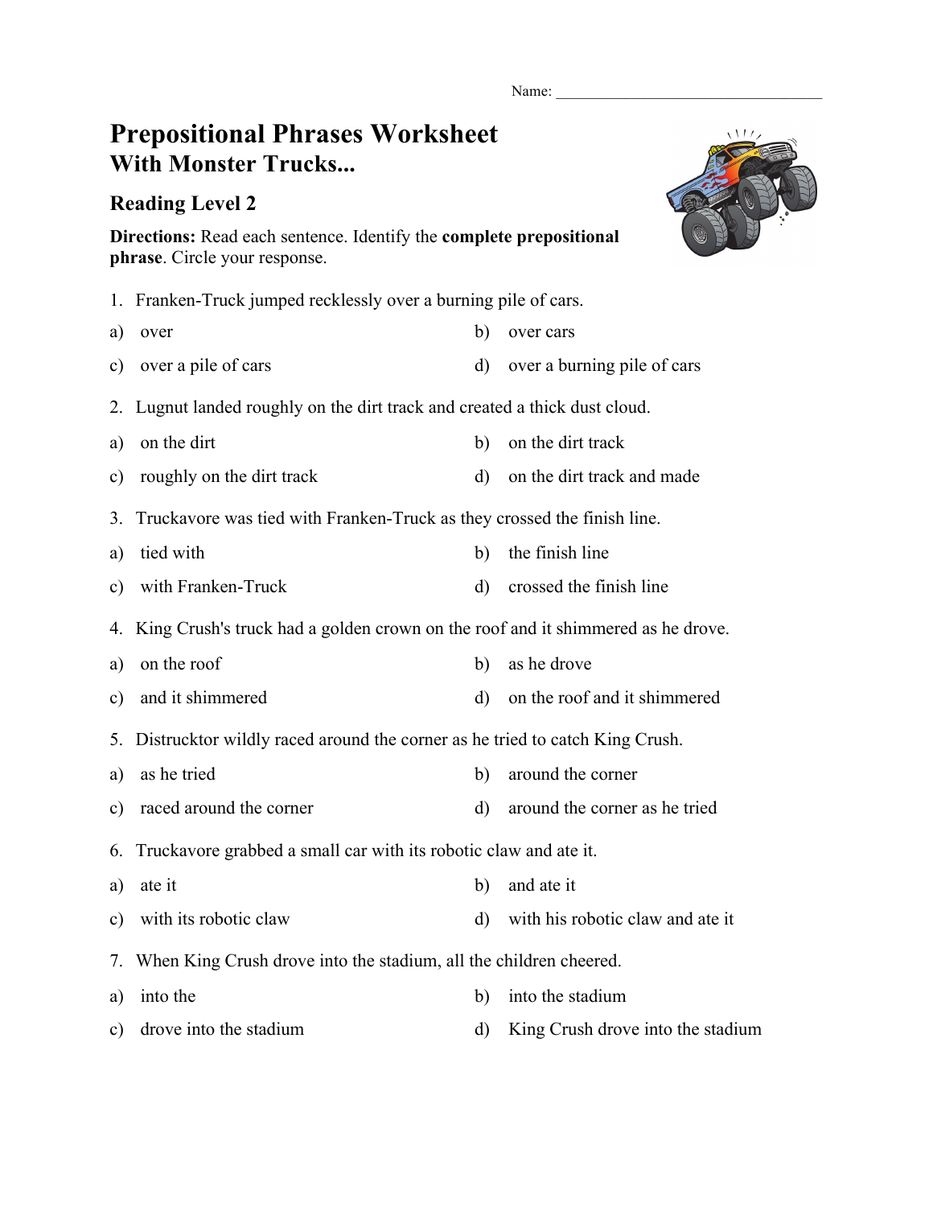Name: ___________________________________

# Prepositional Phrases Worksheet
## With Monster Trucks...

### Reading Level 2

**Directions:** Read each sentence. Identify the **complete prepositional phrase**. Circle your response.

1. Franken-Truck jumped recklessly over a burning pile of cars.

a) over
b) over cars
c) over a pile of cars
d) over a burning pile of cars

2. Lugnut landed roughly on the dirt track and created a thick dust cloud.

a) on the dirt
b) on the dirt track
c) roughly on the dirt track
d) on the dirt track and made

3. Truckavore was tied with Franken-Truck as they crossed the finish line.

a) tied with
b) the finish line
c) with Franken-Truck
d) crossed the finish line

4. King Crush's truck had a golden crown on the roof and it shimmered as he drove.

a) on the roof
b) as he drove
c) and it shimmered
d) on the roof and it shimmered

5. Distrucktor wildly raced around the corner as he tried to catch King Crush.

a) as he tried
b) around the corner
c) raced around the corner
d) around the corner as he tried

6. Truckavore grabbed a small car with its robotic claw and ate it.

a) ate it
b) and ate it
c) with its robotic claw
d) with his robotic claw and ate it

7. When King Crush drove into the stadium, all the children cheered.

a) into the
b) into the stadium
c) drove into the stadium
d) King Crush drove into the stadium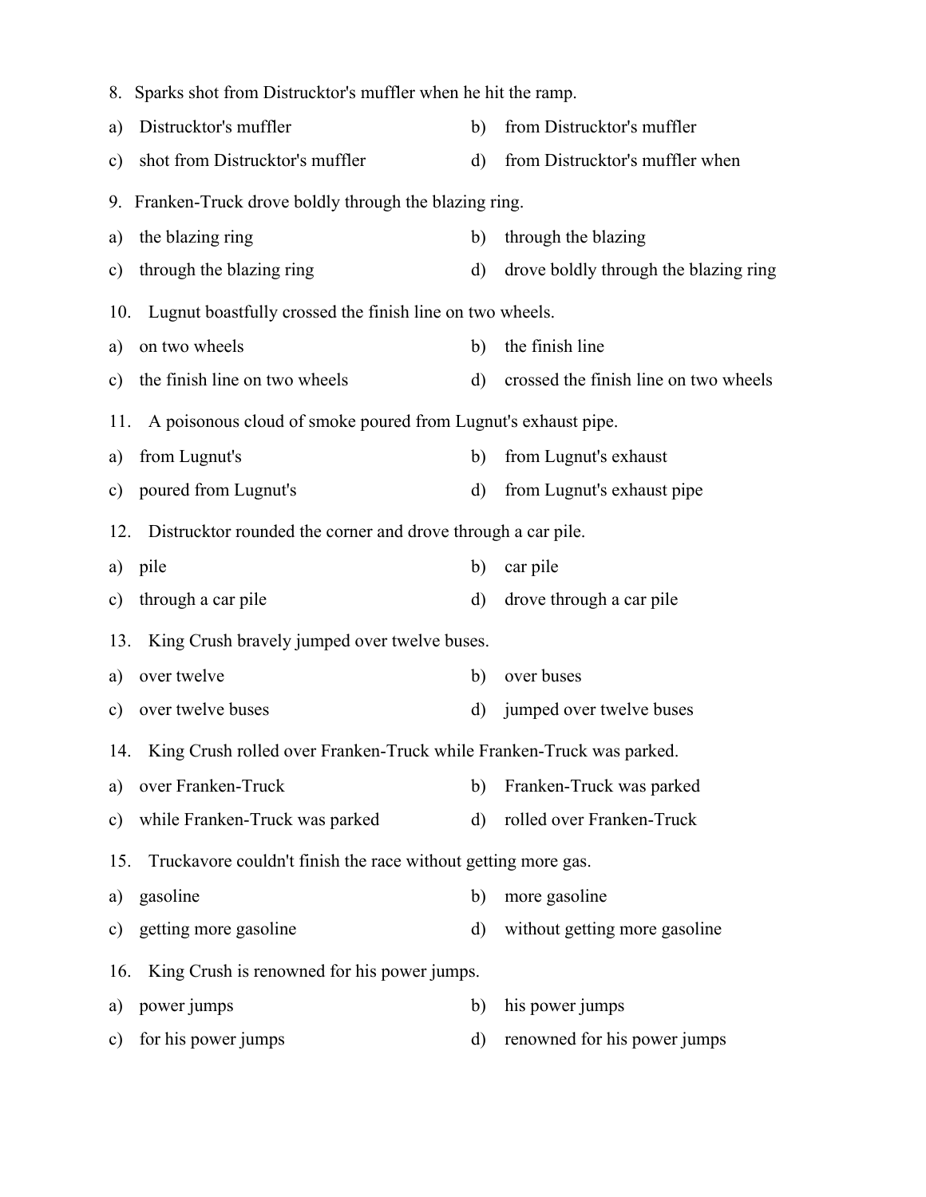8. Sparks shot from Distrucktor's muffler when he hit the ramp.

a) Distrucktor's muffler
b) from Distrucktor's muffler
c) shot from Distrucktor's muffler
d) from Distrucktor's muffler when

9. Franken-Truck drove boldly through the blazing ring.

a) the blazing ring
b) through the blazing
c) through the blazing ring
d) drove boldly through the blazing ring

10. Lugnut boastfully crossed the finish line on two wheels.

a) on two wheels
b) the finish line
c) the finish line on two wheels
d) crossed the finish line on two wheels

11. A poisonous cloud of smoke poured from Lugnut's exhaust pipe.

a) from Lugnut's
b) from Lugnut's exhaust
c) poured from Lugnut's
d) from Lugnut's exhaust pipe

12. Distrucktor rounded the corner and drove through a car pile.

a) pile
b) car pile
c) through a car pile
d) drove through a car pile

13. King Crush bravely jumped over twelve buses.

a) over twelve
b) over buses
c) over twelve buses
d) jumped over twelve buses

14. King Crush rolled over Franken-Truck while Franken-Truck was parked.

a) over Franken-Truck
b) Franken-Truck was parked
c) while Franken-Truck was parked
d) rolled over Franken-Truck

15. Truckavore couldn't finish the race without getting more gas.

a) gasoline
b) more gasoline
c) getting more gasoline
d) without getting more gasoline

16. King Crush is renowned for his power jumps.

a) power jumps
b) his power jumps
c) for his power jumps
d) renowned for his power jumps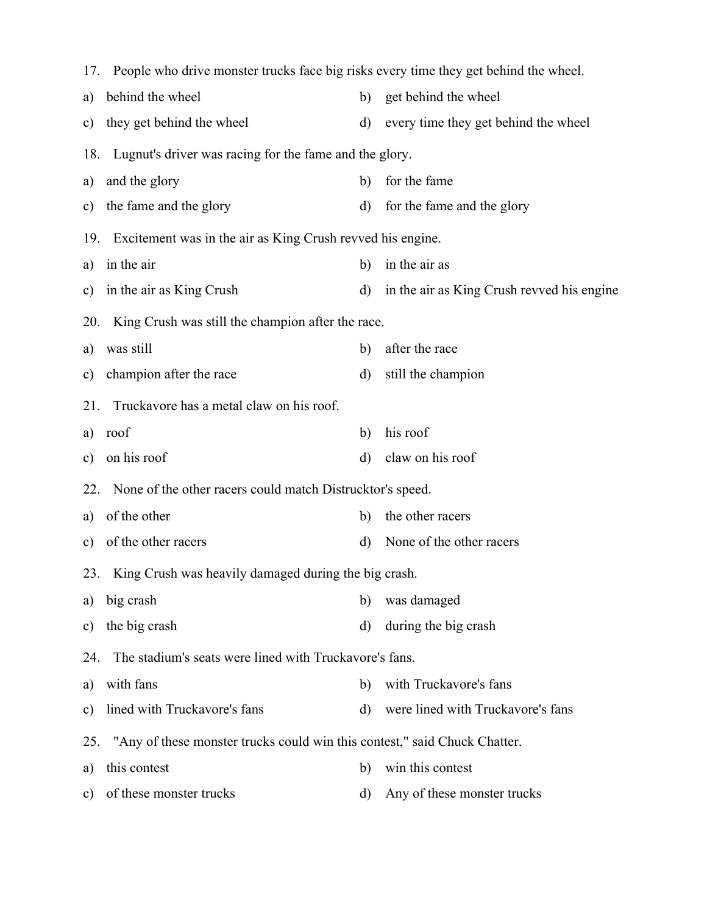17. People who drive monster trucks face big risks every time they get behind the wheel.

a) behind the wheel
b) get behind the wheel
c) they get behind the wheel
d) every time they get behind the wheel

18. Lugnut's driver was racing for the fame and the glory.

a) and the glory
b) for the fame
c) the fame and the glory
d) for the fame and the glory

19. Excitement was in the air as King Crush revved his engine.

a) in the air
b) in the air as
c) in the air as King Crush
d) in the air as King Crush revved his engine

20. King Crush was still the champion after the race.

a) was still
b) after the race
c) champion after the race
d) still the champion

21. Truckavore has a metal claw on his roof.

a) roof
b) his roof
c) on his roof
d) claw on his roof

22. None of the other racers could match Distrucktor's speed.

a) of the other
b) the other racers
c) of the other racers
d) None of the other racers

23. King Crush was heavily damaged during the big crash.

a) big crash
b) was damaged
c) the big crash
d) during the big crash

24. The stadium's seats were lined with Truckavore's fans.

a) with fans
b) with Truckavore's fans
c) lined with Truckavore's fans
d) were lined with Truckavore's fans

25. "Any of these monster trucks could win this contest," said Chuck Chatter.

a) this contest
b) win this contest
c) of these monster trucks
d) Any of these monster trucks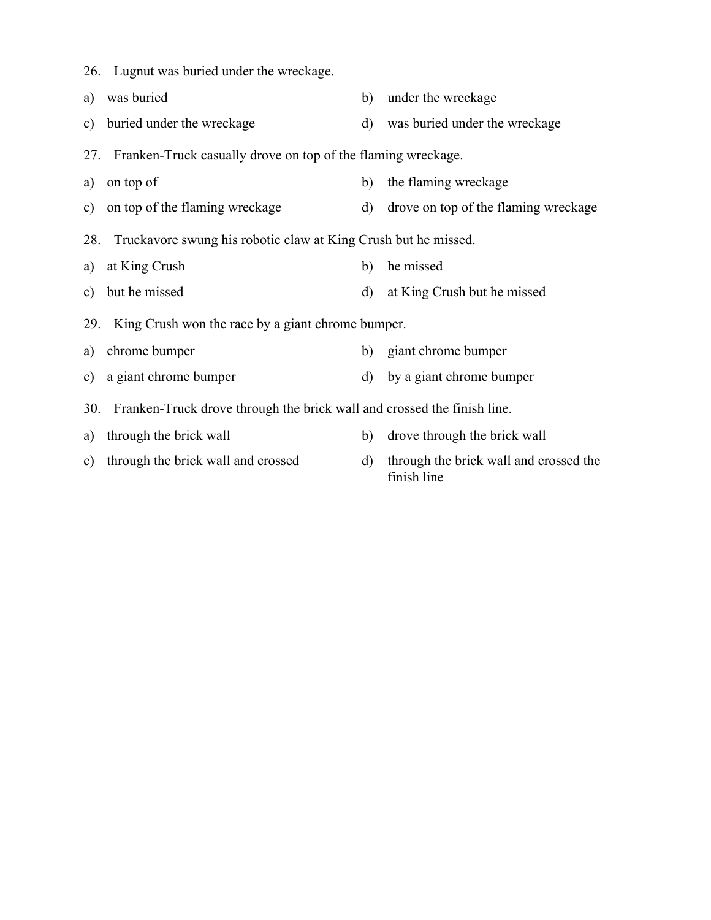26. Lugnut was buried under the wreckage.

a) was buried

b) under the wreckage

c) buried under the wreckage

d) was buried under the wreckage

27. Franken-Truck casually drove on top of the flaming wreckage.

a) on top of

b) the flaming wreckage

c) on top of the flaming wreckage

d) drove on top of the flaming wreckage

28. Truckavore swung his robotic claw at King Crush but he missed.

a) at King Crush

b) he missed

c) but he missed

d) at King Crush but he missed

29. King Crush won the race by a giant chrome bumper.

a) chrome bumper

b) giant chrome bumper

c) a giant chrome bumper

d) by a giant chrome bumper

30. Franken-Truck drove through the brick wall and crossed the finish line.

a) through the brick wall

b) drove through the brick wall

c) through the brick wall and crossed

d) through the brick wall and crossed the finish line